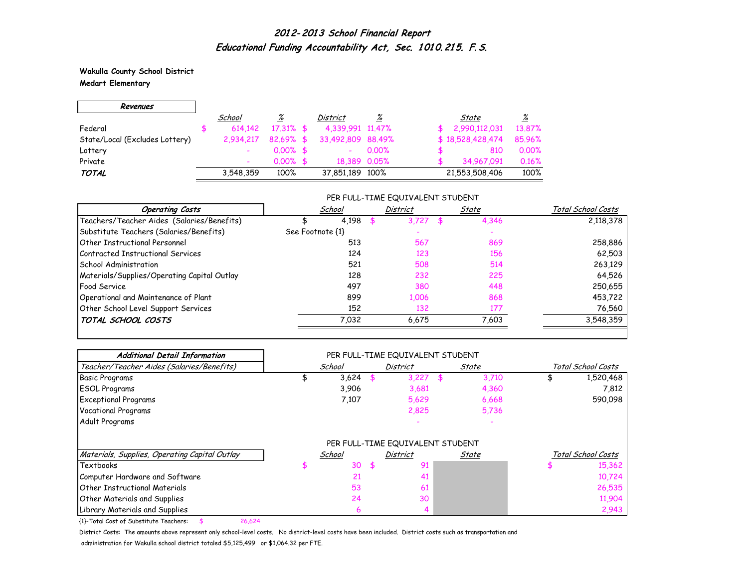# *2012-2013 School Financial Report*
## *Educational Funding Accountability Act, Sec. 1010.215. F.S.*

**Wakulla County School District**
**Medart Elementary**

| ***Revenues*** | *School* | *%* | *District* | *%* | *State* | *%* |
|---|---|---|---|---|---|---|
| Federal | $ 614,142 | 17.31% | $ 4,339,991 | 11.47% | $ 2,990,112,031 | 13.87% |
| State/Local (Excludes Lottery) | 2,934,217 | 82.69% | $ 33,492,809 | 88.49% | $ 18,528,428,474 | 85.96% |
| Lottery | - | 0.00% | $ - | 0.00% | $ 810 | 0.00% |
| Private | - | 0.00% | $ 18,389 | 0.05% | $ 34,967,091 | 0.16% |
| ***TOTAL*** | 3,548,359 | 100% | 37,851,189 | 100% | 21,553,508,406 | 100% |

PER FULL-TIME EQUIVALENT STUDENT

| ***Operating Costs*** | *School* | *District* | *State* | *Total School Costs* |
|---|---|---|---|---|
| Teachers/Teacher Aides (Salaries/Benefits) | $ 4,198 | $ 3,727 | $ 4,346 | 2,118,378 |
| Substitute Teachers (Salaries/Benefits) | See Footnote {1} | - | - | |
| Other Instructional Personnel | 513 | 567 | 869 | 258,886 |
| Contracted Instructional Services | 124 | 123 | 156 | 62,503 |
| School Administration | 521 | 508 | 514 | 263,129 |
| Materials/Supplies/Operating Capital Outlay | 128 | 232 | 225 | 64,526 |
| Food Service | 497 | 380 | 448 | 250,655 |
| Operational and Maintenance of Plant | 899 | 1,006 | 868 | 453,722 |
| Other School Level Support Services | 152 | 132 | 177 | 76,560 |
| ***TOTAL SCHOOL COSTS*** | 7,032 | 6,675 | 7,603 | 3,548,359 |

***Additional Detail Information***

PER FULL-TIME EQUIVALENT STUDENT

| *Teacher/Teacher Aides (Salaries/Benefits)* | *School* | *District* | *State* | *Total School Costs* |
|---|---|---|---|---|
| Basic Programs | $ 3,624 | $ 3,227 | $ 3,710 | $ 1,520,468 |
| ESOL Programs | 3,906 | 3,681 | 4,360 | 7,812 |
| Exceptional Programs | 7,107 | 5,629 | 6,668 | 590,098 |
| Vocational Programs | | 2,825 | 5,736 | |
| Adult Programs | | - | - | |

PER FULL-TIME EQUIVALENT STUDENT

| *Materials, Supplies, Operating Capital Outlay* | *School* | *District* | *State* | *Total School Costs* |
|---|---|---|---|---|
| Textbooks | $ 30 | $ 91 | | $ 15,362 |
| Computer Hardware and Software | 21 | 41 | | 10,724 |
| Other Instructional Materials | 53 | 61 | | 26,535 |
| Other Materials and Supplies | 24 | 30 | | 11,904 |
| Library Materials and Supplies | 6 | 4 | | 2,943 |

{1}-Total Cost of Substitute Teachers: $ 26,624

District Costs: The amounts above represent only school-level costs. No district-level costs have been included. District costs such as transportation and administration for Wakulla school district totaled $5,125,499 or $1,064.32 per FTE.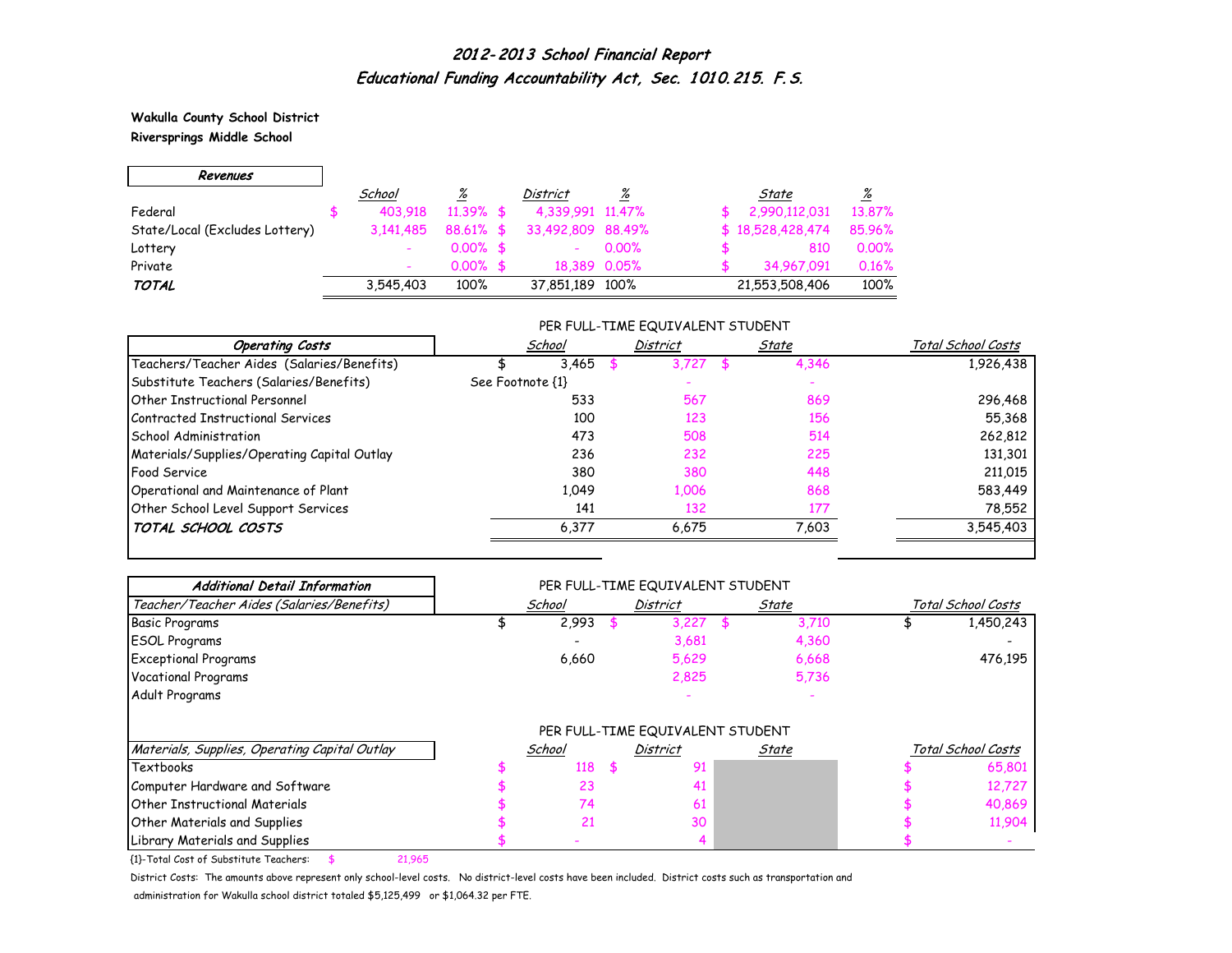# 2012-2013 School Financial Report
## Educational Funding Accountability Act, Sec. 1010.215. F.S.

**Wakulla County School District**
**Riversprings Middle School**

| Revenues | School | % | District | % | State | % |
|---|---|---|---|---|---|---|
| Federal | $ 403,918 | 11.39% | $ 4,339,991 | 11.47% | $ 2,990,112,031 | 13.87% |
| State/Local (Excludes Lottery) | 3,141,485 | 88.61% | $ 33,492,809 | 88.49% | $ 18,528,428,474 | 85.96% |
| Lottery | - | 0.00% | $ - | 0.00% | $ 810 | 0.00% |
| Private | - | 0.00% | $ 18,389 | 0.05% | $ 34,967,091 | 0.16% |
| **TOTAL** | 3,545,403 | 100% | 37,851,189 | 100% | 21,553,508,406 | 100% |

| Operating Costs | PER FULL-TIME EQUIVALENT STUDENT School | District | State | Total School Costs |
|---|---|---|---|---|
| Teachers/Teacher Aides (Salaries/Benefits) | $ 3,465 | $ 3,727 | $ 4,346 | 1,926,438 |
| Substitute Teachers (Salaries/Benefits) | See Footnote {1} | - | - | |
| Other Instructional Personnel | 533 | 567 | 869 | 296,468 |
| Contracted Instructional Services | 100 | 123 | 156 | 55,368 |
| School Administration | 473 | 508 | 514 | 262,812 |
| Materials/Supplies/Operating Capital Outlay | 236 | 232 | 225 | 131,301 |
| Food Service | 380 | 380 | 448 | 211,015 |
| Operational and Maintenance of Plant | 1,049 | 1,006 | 868 | 583,449 |
| Other School Level Support Services | 141 | 132 | 177 | 78,552 |
| **TOTAL SCHOOL COSTS** | 6,377 | 6,675 | 7,603 | 3,545,403 |

**Additional Detail Information**

| Teacher/Teacher Aides (Salaries/Benefits) | PER FULL-TIME EQUIVALENT STUDENT School | District | State | Total School Costs |
|---|---|---|---|---|
| Basic Programs | $ 2,993 | $ 3,227 | $ 3,710 | $ 1,450,243 |
| ESOL Programs | - | 3,681 | 4,360 | - |
| Exceptional Programs | 6,660 | 5,629 | 6,668 | 476,195 |
| Vocational Programs | | 2,825 | 5,736 | |
| Adult Programs | | - | - | |

| Materials, Supplies, Operating Capital Outlay | PER FULL-TIME EQUIVALENT STUDENT School | District | State | Total School Costs |
|---|---|---|---|---|
| Textbooks | $ 118 | $ 91 | | $ 65,801 |
| Computer Hardware and Software | $ 23 | 41 | | $ 12,727 |
| Other Instructional Materials | $ 74 | 61 | | $ 40,869 |
| Other Materials and Supplies | $ 21 | 30 | | $ 11,904 |
| Library Materials and Supplies | $ - | 4 | | $ - |

{1}-Total Cost of Substitute Teachers: $ 21,965

District Costs: The amounts above represent only school-level costs. No district-level costs have been included. District costs such as transportation and administration for Wakulla school district totaled $5,125,499 or $1,064.32 per FTE.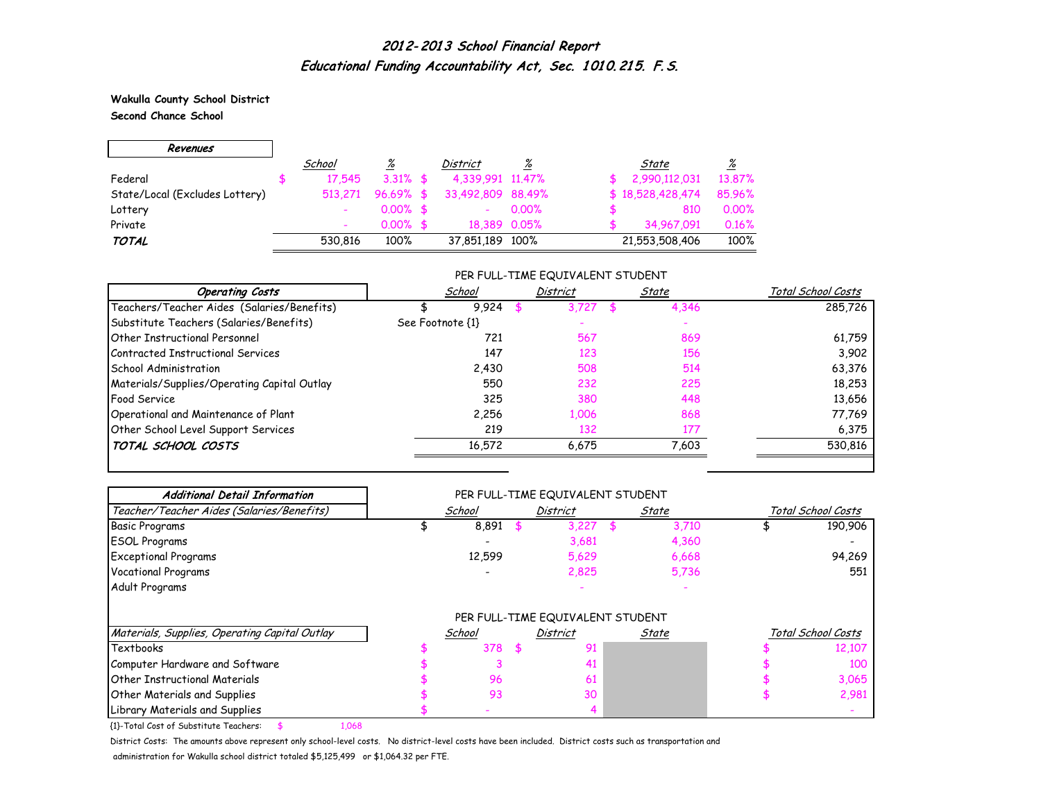# 2012-2013 School Financial Report
## Educational Funding Accountability Act, Sec. 1010.215. F.S.

**Wakulla County School District**
**Second Chance School**

| Revenues | School | % | District | % | State | % |
|---|---|---|---|---|---|---|
| Federal | $ 17,545 | 3.31% | $ 4,339,991 | 11.47% | $ 2,990,112,031 | 13.87% |
| State/Local (Excludes Lottery) | 513,271 | 96.69% | $ 33,492,809 | 88.49% | $ 18,528,428,474 | 85.96% |
| Lottery | - | 0.00% | $ - | 0.00% | $ 810 | 0.00% |
| Private | - | 0.00% | $ 18,389 | 0.05% | $ 34,967,091 | 0.16% |
| ***TOTAL*** | 530,816 | 100% | 37,851,189 | 100% | 21,553,508,406 | 100% |

| Operating Costs | School (Per FTE Student) | District (Per FTE Student) | State (Per FTE Student) | Total School Costs |
|---|---|---|---|---|
| Teachers/Teacher Aides (Salaries/Benefits) | $ 9,924 | $ 3,727 | $ 4,346 | 285,726 |
| Substitute Teachers (Salaries/Benefits) | See Footnote {1} | - | - | |
| Other Instructional Personnel | 721 | 567 | 869 | 61,759 |
| Contracted Instructional Services | 147 | 123 | 156 | 3,902 |
| School Administration | 2,430 | 508 | 514 | 63,376 |
| Materials/Supplies/Operating Capital Outlay | 550 | 232 | 225 | 18,253 |
| Food Service | 325 | 380 | 448 | 13,656 |
| Operational and Maintenance of Plant | 2,256 | 1,006 | 868 | 77,769 |
| Other School Level Support Services | 219 | 132 | 177 | 6,375 |
| ***TOTAL SCHOOL COSTS*** | 16,572 | 6,675 | 7,603 | 530,816 |

| Additional Detail Information — Teacher/Teacher Aides (Salaries/Benefits) | School (Per FTE Student) | District (Per FTE Student) | State (Per FTE Student) | Total School Costs |
|---|---|---|---|---|
| Basic Programs | $ 8,891 | $ 3,227 | $ 3,710 | $ 190,906 |
| ESOL Programs | - | 3,681 | 4,360 | - |
| Exceptional Programs | 12,599 | 5,629 | 6,668 | 94,269 |
| Vocational Programs | - | 2,825 | 5,736 | 551 |
| Adult Programs | | - | - | |

| Materials, Supplies, Operating Capital Outlay | School (Per FTE Student) | District (Per FTE Student) | State (Per FTE Student) | Total School Costs |
|---|---|---|---|---|
| Textbooks | $ 378 | $ 91 | | $ 12,107 |
| Computer Hardware and Software | $ 3 | 41 | | $ 100 |
| Other Instructional Materials | $ 96 | 61 | | $ 3,065 |
| Other Materials and Supplies | $ 93 | 30 | | $ 2,981 |
| Library Materials and Supplies | $ - | 4 | | - |

{1}-Total Cost of Substitute Teachers: $ 1,068

District Costs: The amounts above represent only school-level costs. No district-level costs have been included. District costs such as transportation and administration for Wakulla school district totaled $5,125,499 or $1,064.32 per FTE.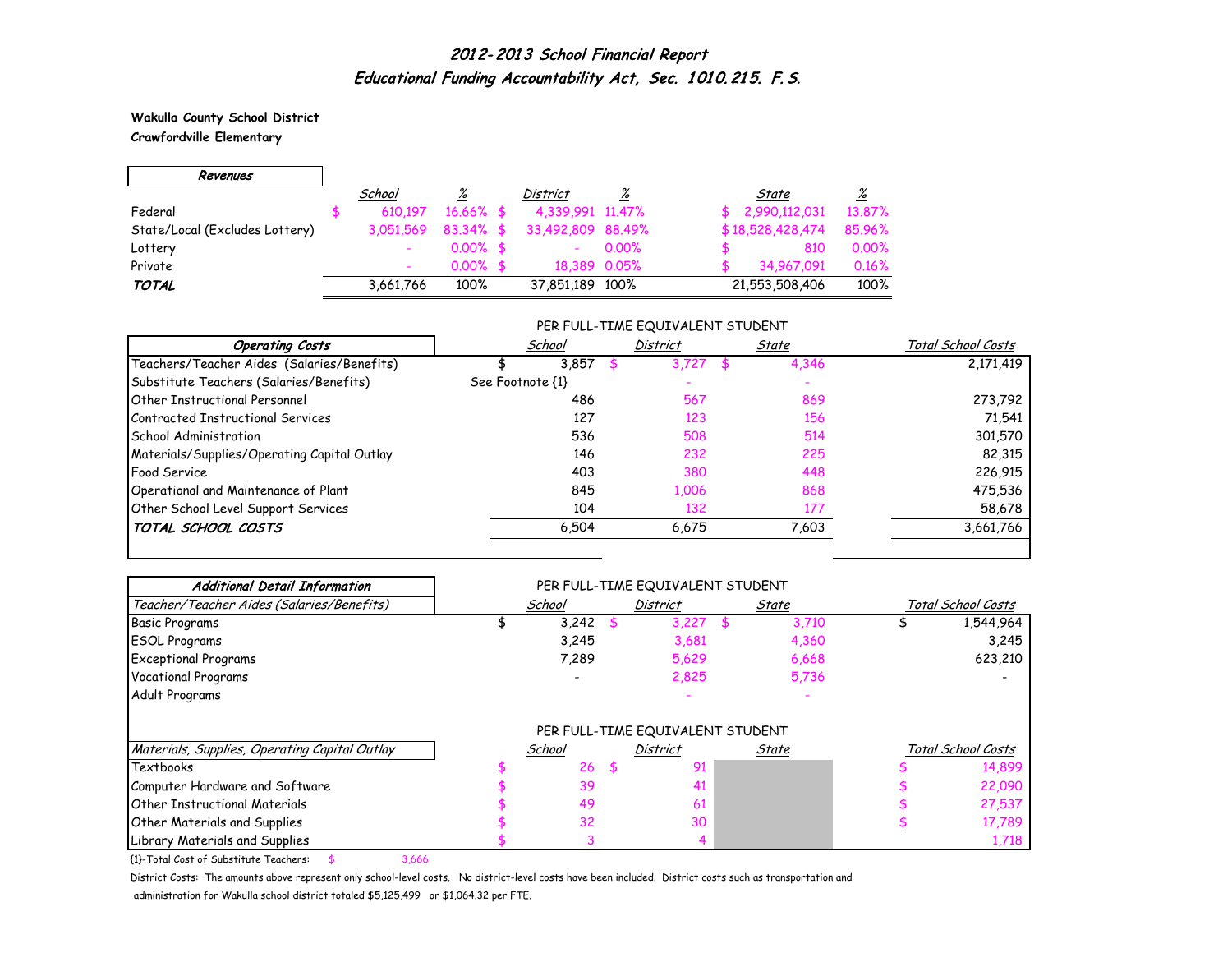# 2012-2013 School Financial Report
## Educational Funding Accountability Act, Sec. 1010.215. F.S.

**Wakulla County School District**
**Crawfordville Elementary**

| Revenues | School | % | District | % | State | % |
|---|---|---|---|---|---|---|
| Federal | $ 610,197 | 16.66% | $ 4,339,991 | 11.47% | $ 2,990,112,031 | 13.87% |
| State/Local (Excludes Lottery) | 3,051,569 | 83.34% | $ 33,492,809 | 88.49% | $ 18,528,428,474 | 85.96% |
| Lottery | - | 0.00% | $ - | 0.00% | $ 810 | 0.00% |
| Private | - | 0.00% | $ 18,389 | 0.05% | $ 34,967,091 | 0.16% |
| **TOTAL** | 3,661,766 | 100% | 37,851,189 | 100% | 21,553,508,406 | 100% |

PER FULL-TIME EQUIVALENT STUDENT

| Operating Costs | School | District | State | Total School Costs |
|---|---|---|---|---|
| Teachers/Teacher Aides (Salaries/Benefits) | $ 3,857 | $ 3,727 | $ 4,346 | 2,171,419 |
| Substitute Teachers (Salaries/Benefits) | See Footnote {1} | - | - | |
| Other Instructional Personnel | 486 | 567 | 869 | 273,792 |
| Contracted Instructional Services | 127 | 123 | 156 | 71,541 |
| School Administration | 536 | 508 | 514 | 301,570 |
| Materials/Supplies/Operating Capital Outlay | 146 | 232 | 225 | 82,315 |
| Food Service | 403 | 380 | 448 | 226,915 |
| Operational and Maintenance of Plant | 845 | 1,006 | 868 | 475,536 |
| Other School Level Support Services | 104 | 132 | 177 | 58,678 |
| **TOTAL SCHOOL COSTS** | 6,504 | 6,675 | 7,603 | 3,661,766 |

**Additional Detail Information**

PER FULL-TIME EQUIVALENT STUDENT

| Teacher/Teacher Aides (Salaries/Benefits) | School | District | State | Total School Costs |
|---|---|---|---|---|
| Basic Programs | $ 3,242 | $ 3,227 | $ 3,710 | $ 1,544,964 |
| ESOL Programs | 3,245 | 3,681 | 4,360 | 3,245 |
| Exceptional Programs | 7,289 | 5,629 | 6,668 | 623,210 |
| Vocational Programs | - | 2,825 | 5,736 | - |
| Adult Programs | | - | - | |

PER FULL-TIME EQUIVALENT STUDENT

| Materials, Supplies, Operating Capital Outlay | School | District | State | Total School Costs |
|---|---|---|---|---|
| Textbooks | $ 26 | $ 91 | | $ 14,899 |
| Computer Hardware and Software | $ 39 | 41 | | $ 22,090 |
| Other Instructional Materials | $ 49 | 61 | | $ 27,537 |
| Other Materials and Supplies | $ 32 | 30 | | $ 17,789 |
| Library Materials and Supplies | $ 3 | 4 | | 1,718 |

{1}-Total Cost of Substitute Teachers: $ 3,666

District Costs: The amounts above represent only school-level costs. No district-level costs have been included. District costs such as transportation and administration for Wakulla school district totaled $5,125,499 or $1,064.32 per FTE.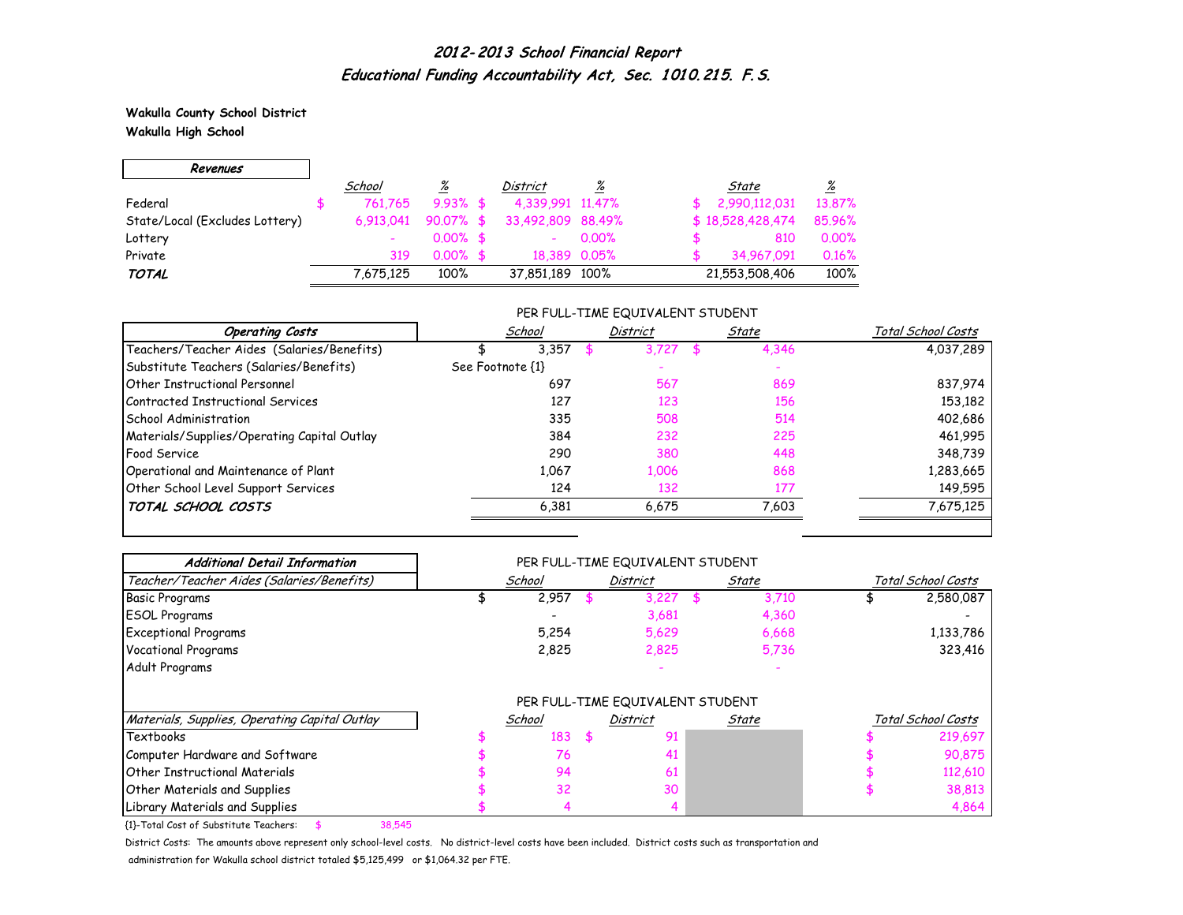# *2012-2013 School Financial Report*
## *Educational Funding Accountability Act, Sec. 1010.215. F.S.*

**Wakulla County School District**
**Wakulla High School**

| ***Revenues*** | *School* | *%* | *District* | *%* | *State* | *%* |
|---|---|---|---|---|---|---|
| Federal | $ 761,765 | 9.93% | $ 4,339,991 | 11.47% | $ 2,990,112,031 | 13.87% |
| State/Local (Excludes Lottery) | 6,913,041 | 90.07% | $ 33,492,809 | 88.49% | $ 18,528,428,474 | 85.96% |
| Lottery | - | 0.00% | $ - | 0.00% | $ 810 | 0.00% |
| Private | 319 | 0.00% | $ 18,389 | 0.05% | $ 34,967,091 | 0.16% |
| ***TOTAL*** | 7,675,125 | 100% | 37,851,189 | 100% | 21,553,508,406 | 100% |

PER FULL-TIME EQUIVALENT STUDENT

| ***Operating Costs*** | *School* | *District* | *State* | *Total School Costs* |
|---|---|---|---|---|
| Teachers/Teacher Aides (Salaries/Benefits) | $ 3,357 | $ 3,727 | $ 4,346 | 4,037,289 |
| Substitute Teachers (Salaries/Benefits) | See Footnote {1} | - | - | |
| Other Instructional Personnel | 697 | 567 | 869 | 837,974 |
| Contracted Instructional Services | 127 | 123 | 156 | 153,182 |
| School Administration | 335 | 508 | 514 | 402,686 |
| Materials/Supplies/Operating Capital Outlay | 384 | 232 | 225 | 461,995 |
| Food Service | 290 | 380 | 448 | 348,739 |
| Operational and Maintenance of Plant | 1,067 | 1,006 | 868 | 1,283,665 |
| Other School Level Support Services | 124 | 132 | 177 | 149,595 |
| ***TOTAL SCHOOL COSTS*** | 6,381 | 6,675 | 7,603 | 7,675,125 |

***Additional Detail Information***

PER FULL-TIME EQUIVALENT STUDENT

| *Teacher/Teacher Aides (Salaries/Benefits)* | *School* | *District* | *State* | *Total School Costs* |
|---|---|---|---|---|
| Basic Programs | $ 2,957 | $ 3,227 | $ 3,710 | $ 2,580,087 |
| ESOL Programs | - | 3,681 | 4,360 | - |
| Exceptional Programs | 5,254 | 5,629 | 6,668 | 1,133,786 |
| Vocational Programs | 2,825 | 2,825 | 5,736 | 323,416 |
| Adult Programs | | - | - | |

PER FULL-TIME EQUIVALENT STUDENT

| *Materials, Supplies, Operating Capital Outlay* | *School* | *District* | *State* | *Total School Costs* |
|---|---|---|---|---|
| Textbooks | $ 183 | $ 91 | | $ 219,697 |
| Computer Hardware and Software | $ 76 | 41 | | $ 90,875 |
| Other Instructional Materials | $ 94 | 61 | | $ 112,610 |
| Other Materials and Supplies | $ 32 | 30 | | $ 38,813 |
| Library Materials and Supplies | $ 4 | 4 | | 4,864 |

{1}-Total Cost of Substitute Teachers: $ 38,545

District Costs: The amounts above represent only school-level costs. No district-level costs have been included. District costs such as transportation and administration for Wakulla school district totaled $5,125,499 or $1,064.32 per FTE.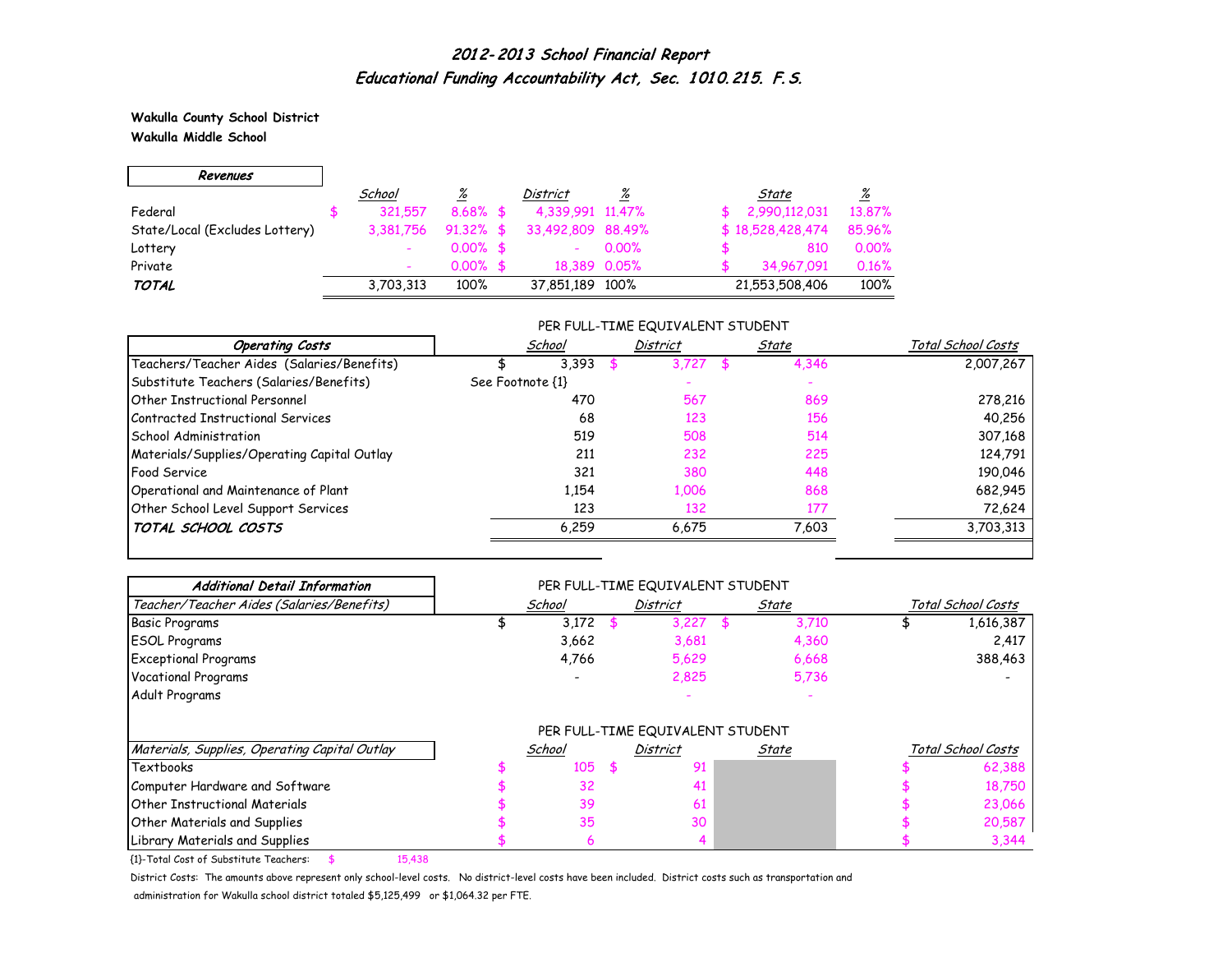# 2012-2013 School Financial Report
## Educational Funding Accountability Act, Sec. 1010.215. F.S.

**Wakulla County School District**
**Wakulla Middle School**

| Revenues | School | % | District | % | State | % |
|---|---|---|---|---|---|---|
| Federal | $ 321,557 | 8.68% | $ 4,339,991 | 11.47% | $ 2,990,112,031 | 13.87% |
| State/Local (Excludes Lottery) | 3,381,756 | 91.32% | $ 33,492,809 | 88.49% | $ 18,528,428,474 | 85.96% |
| Lottery | - | 0.00% | $ - | 0.00% | $ 810 | 0.00% |
| Private | - | 0.00% | $ 18,389 | 0.05% | $ 34,967,091 | 0.16% |
| ***TOTAL*** | 3,703,313 | 100% | 37,851,189 | 100% | 21,553,508,406 | 100% |

PER FULL-TIME EQUIVALENT STUDENT

| Operating Costs | School | District | State | Total School Costs |
|---|---|---|---|---|
| Teachers/Teacher Aides (Salaries/Benefits) | $ 3,393 | $ 3,727 | $ 4,346 | 2,007,267 |
| Substitute Teachers (Salaries/Benefits) | See Footnote {1} | - | - | |
| Other Instructional Personnel | 470 | 567 | 869 | 278,216 |
| Contracted Instructional Services | 68 | 123 | 156 | 40,256 |
| School Administration | 519 | 508 | 514 | 307,168 |
| Materials/Supplies/Operating Capital Outlay | 211 | 232 | 225 | 124,791 |
| Food Service | 321 | 380 | 448 | 190,046 |
| Operational and Maintenance of Plant | 1,154 | 1,006 | 868 | 682,945 |
| Other School Level Support Services | 123 | 132 | 177 | 72,624 |
| ***TOTAL SCHOOL COSTS*** | 6,259 | 6,675 | 7,603 | 3,703,313 |

PER FULL-TIME EQUIVALENT STUDENT

| Additional Detail Information<br>Teacher/Teacher Aides (Salaries/Benefits) | School | District | State | Total School Costs |
|---|---|---|---|---|
| Basic Programs | $ 3,172 | $ 3,227 | $ 3,710 | $ 1,616,387 |
| ESOL Programs | 3,662 | 3,681 | 4,360 | 2,417 |
| Exceptional Programs | 4,766 | 5,629 | 6,668 | 388,463 |
| Vocational Programs | - | 2,825 | 5,736 | - |
| Adult Programs | | - | - | |

PER FULL-TIME EQUIVALENT STUDENT

| Materials, Supplies, Operating Capital Outlay | School | District | State | Total School Costs |
|---|---|---|---|---|
| Textbooks | $ 105 | $ 91 | | $ 62,388 |
| Computer Hardware and Software | $ 32 | 41 | | $ 18,750 |
| Other Instructional Materials | $ 39 | 61 | | $ 23,066 |
| Other Materials and Supplies | $ 35 | 30 | | $ 20,587 |
| Library Materials and Supplies | $ 6 | 4 | | $ 3,344 |

{1}-Total Cost of Substitute Teachers: $ 15,438

District Costs: The amounts above represent only school-level costs. No district-level costs have been included. District costs such as transportation and administration for Wakulla school district totaled $5,125,499 or $1,064.32 per FTE.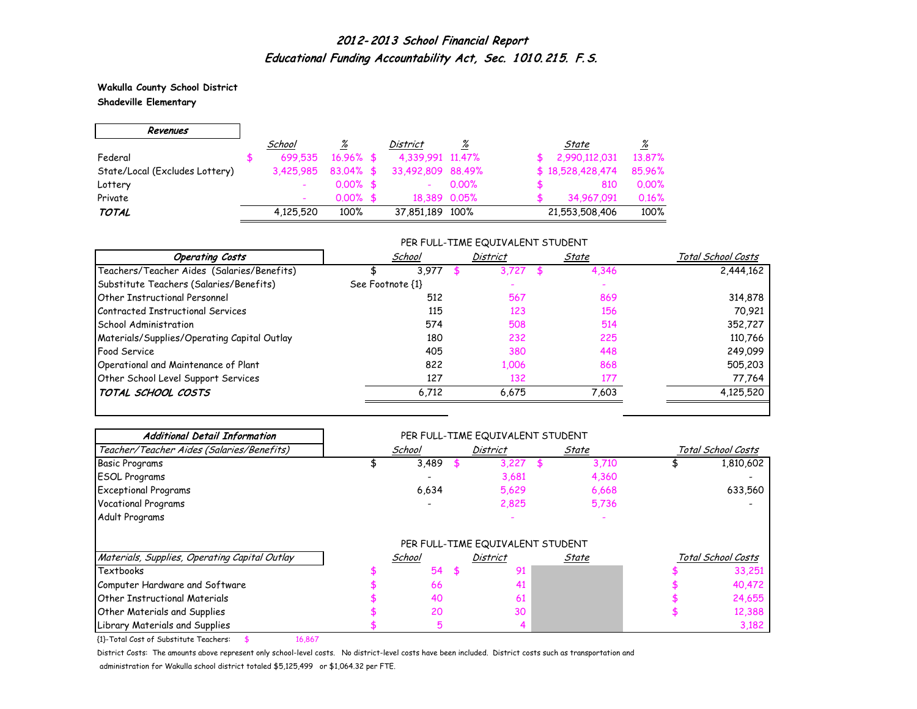# 2012-2013 School Financial Report
## Educational Funding Accountability Act, Sec. 1010.215. F.S.

**Wakulla County School District**
**Shadeville Elementary**

| Revenues | School | % | District | % | State | % |
|---|---|---|---|---|---|---|
| Federal | $ 699,535 | 16.96% | $ 4,339,991 | 11.47% | $ 2,990,112,031 | 13.87% |
| State/Local (Excludes Lottery) | 3,425,985 | 83.04% | $ 33,492,809 | 88.49% | $ 18,528,428,474 | 85.96% |
| Lottery | - | 0.00% | $ - | 0.00% | $ 810 | 0.00% |
| Private | - | 0.00% | $ 18,389 | 0.05% | $ 34,967,091 | 0.16% |
| ***TOTAL*** | 4,125,520 | 100% | 37,851,189 | 100% | 21,553,508,406 | 100% |

PER FULL-TIME EQUIVALENT STUDENT

| Operating Costs | School | District | State | Total School Costs |
|---|---|---|---|---|
| Teachers/Teacher Aides (Salaries/Benefits) | $ 3,977 | $ 3,727 | $ 4,346 | 2,444,162 |
| Substitute Teachers (Salaries/Benefits) | See Footnote {1} | - | - | |
| Other Instructional Personnel | 512 | 567 | 869 | 314,878 |
| Contracted Instructional Services | 115 | 123 | 156 | 70,921 |
| School Administration | 574 | 508 | 514 | 352,727 |
| Materials/Supplies/Operating Capital Outlay | 180 | 232 | 225 | 110,766 |
| Food Service | 405 | 380 | 448 | 249,099 |
| Operational and Maintenance of Plant | 822 | 1,006 | 868 | 505,203 |
| Other School Level Support Services | 127 | 132 | 177 | 77,764 |
| ***TOTAL SCHOOL COSTS*** | 6,712 | 6,675 | 7,603 | 4,125,520 |

**Additional Detail Information**

PER FULL-TIME EQUIVALENT STUDENT

| *Teacher/Teacher Aides (Salaries/Benefits)* | School | District | State | Total School Costs |
|---|---|---|---|---|
| Basic Programs | $ 3,489 | $ 3,227 | $ 3,710 | $ 1,810,602 |
| ESOL Programs | - | 3,681 | 4,360 | - |
| Exceptional Programs | 6,634 | 5,629 | 6,668 | 633,560 |
| Vocational Programs | - | 2,825 | 5,736 | - |
| Adult Programs | | - | - | |

PER FULL-TIME EQUIVALENT STUDENT

| *Materials, Supplies, Operating Capital Outlay* | School | District | State | Total School Costs |
|---|---|---|---|---|
| Textbooks | $ 54 | $ 91 | | $ 33,251 |
| Computer Hardware and Software | $ 66 | 41 | | $ 40,472 |
| Other Instructional Materials | $ 40 | 61 | | $ 24,655 |
| Other Materials and Supplies | $ 20 | 30 | | $ 12,388 |
| Library Materials and Supplies | $ 5 | 4 | | 3,182 |

{1}-Total Cost of Substitute Teachers: $ 16,867

District Costs: The amounts above represent only school-level costs. No district-level costs have been included. District costs such as transportation and administration for Wakulla school district totaled $5,125,499 or $1,064.32 per FTE.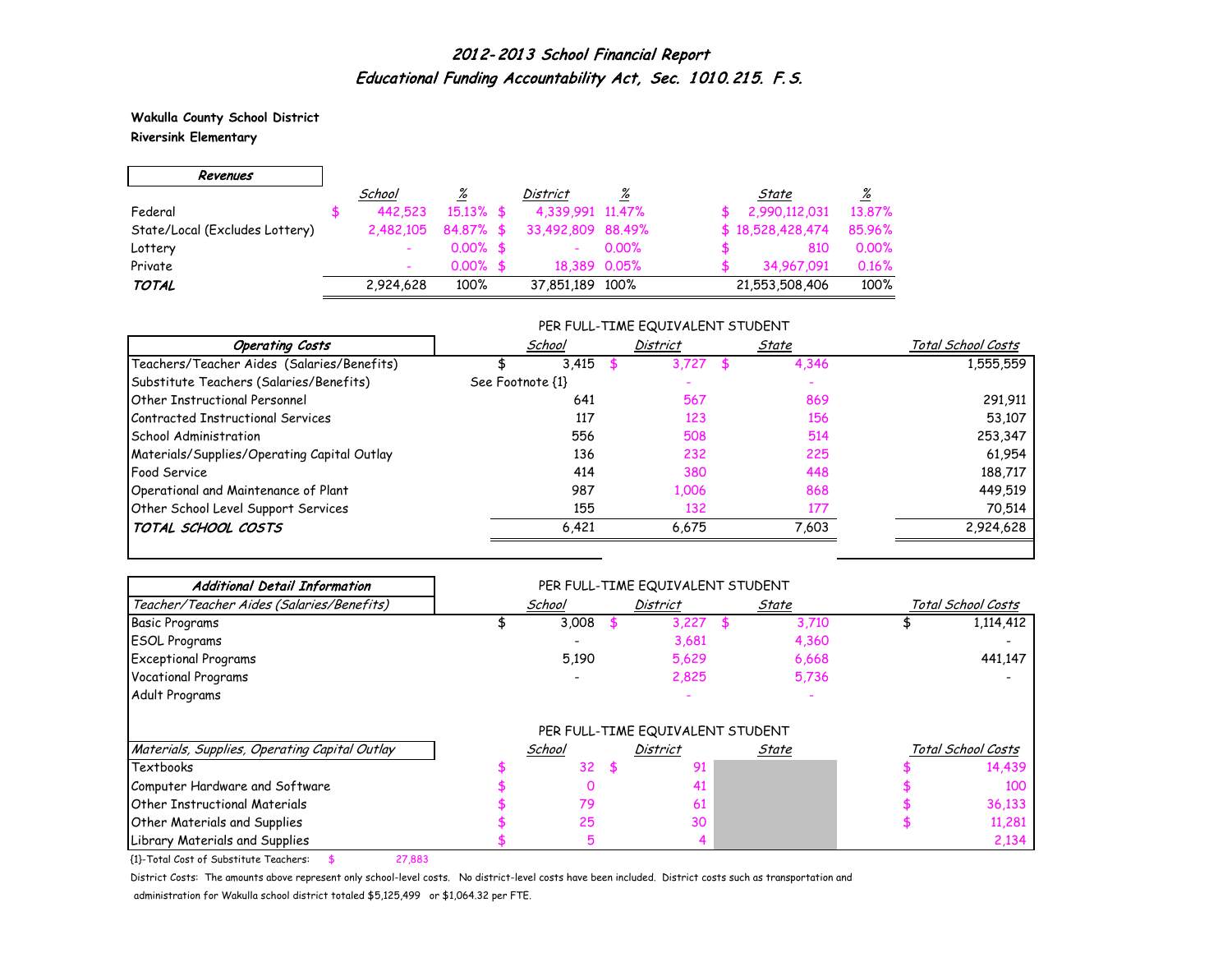# 2012-2013 School Financial Report

## Educational Funding Accountability Act, Sec. 1010.215. F.S.

**Wakulla County School District**
**Riversink Elementary**

| Revenues | School | % | District | % | State | % |
|---|---|---|---|---|---|---|
| Federal | $ 442,523 | 15.13% | $ 4,339,991 | 11.47% | $ 2,990,112,031 | 13.87% |
| State/Local (Excludes Lottery) | 2,482,105 | 84.87% | $ 33,492,809 | 88.49% | $ 18,528,428,474 | 85.96% |
| Lottery | - | 0.00% | $ - | 0.00% | $ 810 | 0.00% |
| Private | - | 0.00% | $ 18,389 | 0.05% | $ 34,967,091 | 0.16% |
| ***TOTAL*** | 2,924,628 | 100% | 37,851,189 | 100% | 21,553,508,406 | 100% |

PER FULL-TIME EQUIVALENT STUDENT

| Operating Costs | School | District | State | Total School Costs |
|---|---|---|---|---|
| Teachers/Teacher Aides (Salaries/Benefits) | $ 3,415 | $ 3,727 | $ 4,346 | 1,555,559 |
| Substitute Teachers (Salaries/Benefits) | See Footnote {1} | - | - | |
| Other Instructional Personnel | 641 | 567 | 869 | 291,911 |
| Contracted Instructional Services | 117 | 123 | 156 | 53,107 |
| School Administration | 556 | 508 | 514 | 253,347 |
| Materials/Supplies/Operating Capital Outlay | 136 | 232 | 225 | 61,954 |
| Food Service | 414 | 380 | 448 | 188,717 |
| Operational and Maintenance of Plant | 987 | 1,006 | 868 | 449,519 |
| Other School Level Support Services | 155 | 132 | 177 | 70,514 |
| ***TOTAL SCHOOL COSTS*** | 6,421 | 6,675 | 7,603 | 2,924,628 |

PER FULL-TIME EQUIVALENT STUDENT

| Additional Detail Information<br>*Teacher/Teacher Aides (Salaries/Benefits)* | School | District | State | Total School Costs |
|---|---|---|---|---|
| Basic Programs | $ 3,008 | $ 3,227 | $ 3,710 | $ 1,114,412 |
| ESOL Programs | - | 3,681 | 4,360 | - |
| Exceptional Programs | 5,190 | 5,629 | 6,668 | 441,147 |
| Vocational Programs | - | 2,825 | 5,736 | - |
| Adult Programs | | - | - | |

PER FULL-TIME EQUIVALENT STUDENT

| *Materials, Supplies, Operating Capital Outlay* | School | District | State | Total School Costs |
|---|---|---|---|---|
| Textbooks | $ 32 | $ 91 | | $ 14,439 |
| Computer Hardware and Software | $ 0 | 41 | | $ 100 |
| Other Instructional Materials | $ 79 | 61 | | $ 36,133 |
| Other Materials and Supplies | $ 25 | 30 | | $ 11,281 |
| Library Materials and Supplies | $ 5 | 4 | | 2,134 |

{1}-Total Cost of Substitute Teachers: $ 27,883

District Costs: The amounts above represent only school-level costs. No district-level costs have been included. District costs such as transportation and administration for Wakulla school district totaled $5,125,499 or $1,064.32 per FTE.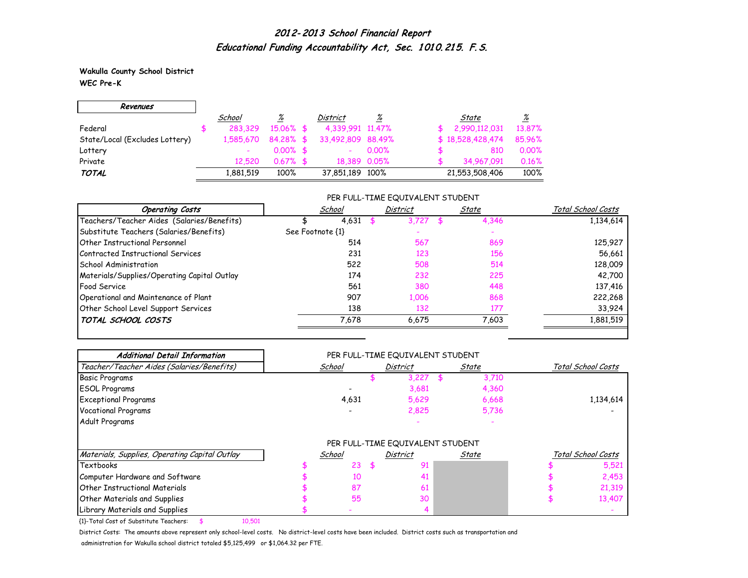# *2012-2013 School Financial Report*
## *Educational Funding Accountability Act, Sec. 1010.215. F.S.*

**Wakulla County School District**
**WEC Pre-K**

| *Revenues* | *School* | *%* | *District* | *%* | *State* | *%* |
|---|---|---|---|---|---|---|
| Federal | $ 283,329 | 15.06% | $ 4,339,991 | 11.47% | $ 2,990,112,031 | 13.87% |
| State/Local (Excludes Lottery) | 1,585,670 | 84.28% | $ 33,492,809 | 88.49% | $ 18,528,428,474 | 85.96% |
| Lottery | - | 0.00% | $ - | 0.00% | $ 810 | 0.00% |
| Private | 12,520 | 0.67% | $ 18,389 | 0.05% | $ 34,967,091 | 0.16% |
| ***TOTAL*** | 1,881,519 | 100% | 37,851,189 | 100% | 21,553,508,406 | 100% |

| *Operating Costs* | PER FULL-TIME EQUIVALENT STUDENT *School* | *District* | *State* | *Total School Costs* |
|---|---|---|---|---|
| Teachers/Teacher Aides (Salaries/Benefits) | $ 4,631 | $ 3,727 | $ 4,346 | 1,134,614 |
| Substitute Teachers (Salaries/Benefits) | See Footnote {1} | - | - | |
| Other Instructional Personnel | 514 | 567 | 869 | 125,927 |
| Contracted Instructional Services | 231 | 123 | 156 | 56,661 |
| School Administration | 522 | 508 | 514 | 128,009 |
| Materials/Supplies/Operating Capital Outlay | 174 | 232 | 225 | 42,700 |
| Food Service | 561 | 380 | 448 | 137,416 |
| Operational and Maintenance of Plant | 907 | 1,006 | 868 | 222,268 |
| Other School Level Support Services | 138 | 132 | 177 | 33,924 |
| ***TOTAL SCHOOL COSTS*** | 7,678 | 6,675 | 7,603 | 1,881,519 |

| *Additional Detail Information* | PER FULL-TIME EQUIVALENT STUDENT | | | |
|---|---|---|---|---|
| *Teacher/Teacher Aides (Salaries/Benefits)* | *School* | *District* | *State* | *Total School Costs* |
| Basic Programs | | $ 3,227 | $ 3,710 | |
| ESOL Programs | - | 3,681 | 4,360 | |
| Exceptional Programs | 4,631 | 5,629 | 6,668 | 1,134,614 |
| Vocational Programs | - | 2,825 | 5,736 | - |
| Adult Programs | | - | - | |

| *Materials, Supplies, Operating Capital Outlay* | PER FULL-TIME EQUIVALENT STUDENT *School* | *District* | *State* | *Total School Costs* |
|---|---|---|---|---|
| Textbooks | $ 23 | $ 91 | | $ 5,521 |
| Computer Hardware and Software | $ 10 | 41 | | $ 2,453 |
| Other Instructional Materials | $ 87 | 61 | | $ 21,319 |
| Other Materials and Supplies | $ 55 | 30 | | $ 13,407 |
| Library Materials and Supplies | $ - | 4 | | - |

{1}-Total Cost of Substitute Teachers: $ 10,501

District Costs: The amounts above represent only school-level costs. No district-level costs have been included. District costs such as transportation and administration for Wakulla school district totaled $5,125,499 or $1,064.32 per FTE.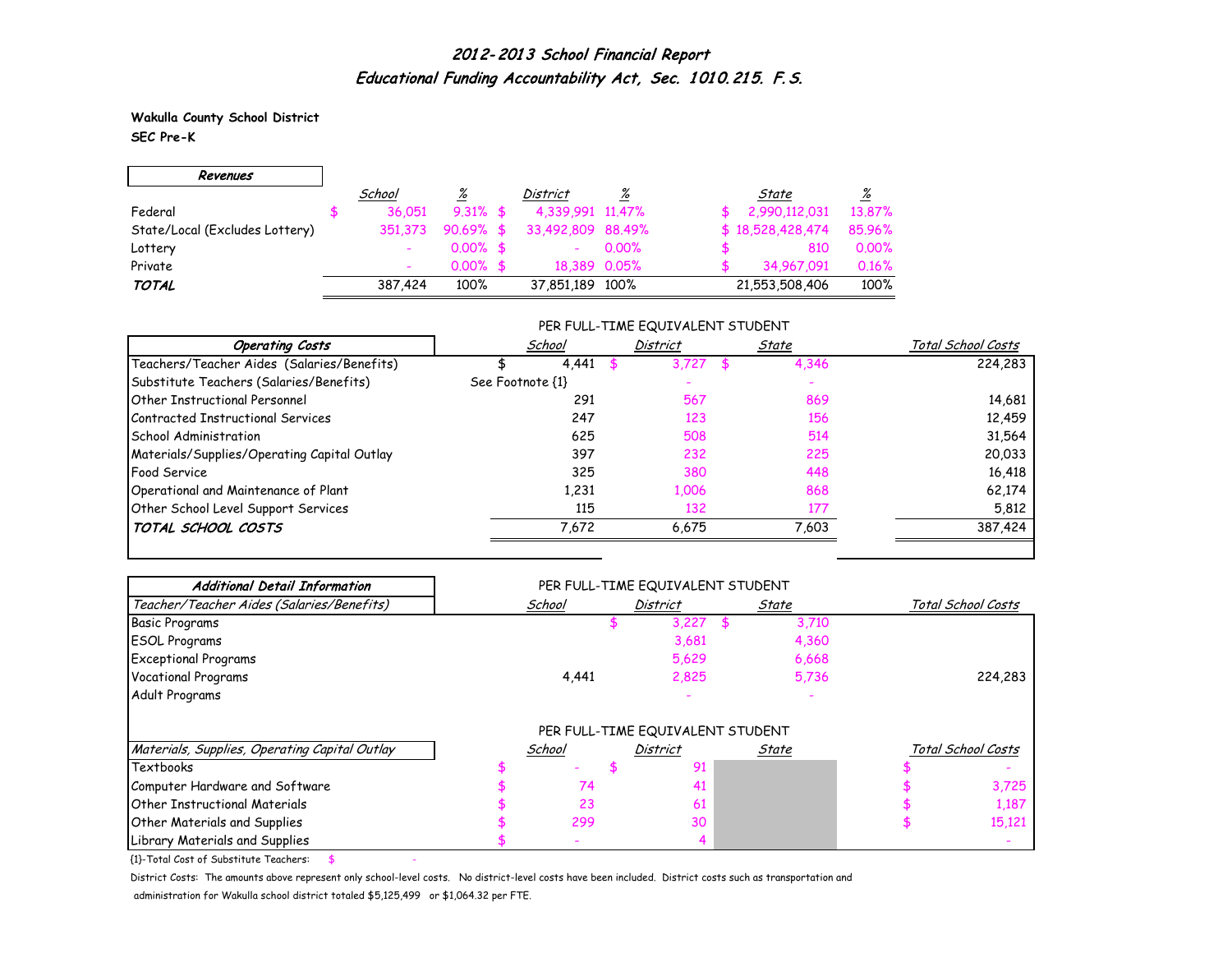## 2012-2013 School Financial Report
## Educational Funding Accountability Act, Sec. 1010.215. F.S.

**Wakulla County School District**
**SEC Pre-K**

| Revenues | School | % | District | % | State | % |
|---|---|---|---|---|---|---|
| Federal | $ 36,051 | 9.31% | $ 4,339,991 | 11.47% | $ 2,990,112,031 | 13.87% |
| State/Local (Excludes Lottery) | 351,373 | 90.69% | $ 33,492,809 | 88.49% | $ 18,528,428,474 | 85.96% |
| Lottery | - | 0.00% | $ - | 0.00% | $ 810 | 0.00% |
| Private | - | 0.00% | $ 18,389 | 0.05% | $ 34,967,091 | 0.16% |
| ***TOTAL*** | 387,424 | 100% | 37,851,189 | 100% | 21,553,508,406 | 100% |

PER FULL-TIME EQUIVALENT STUDENT

| Operating Costs | School | District | State | Total School Costs |
|---|---|---|---|---|
| Teachers/Teacher Aides (Salaries/Benefits) | $ 4,441 | $ 3,727 | $ 4,346 | 224,283 |
| Substitute Teachers (Salaries/Benefits) | See Footnote {1} | - | - | |
| Other Instructional Personnel | 291 | 567 | 869 | 14,681 |
| Contracted Instructional Services | 247 | 123 | 156 | 12,459 |
| School Administration | 625 | 508 | 514 | 31,564 |
| Materials/Supplies/Operating Capital Outlay | 397 | 232 | 225 | 20,033 |
| Food Service | 325 | 380 | 448 | 16,418 |
| Operational and Maintenance of Plant | 1,231 | 1,006 | 868 | 62,174 |
| Other School Level Support Services | 115 | 132 | 177 | 5,812 |
| ***TOTAL SCHOOL COSTS*** | 7,672 | 6,675 | 7,603 | 387,424 |

**Additional Detail Information**

PER FULL-TIME EQUIVALENT STUDENT

| Teacher/Teacher Aides (Salaries/Benefits) | School | District | State | Total School Costs |
|---|---|---|---|---|
| Basic Programs | | $ 3,227 | $ 3,710 | |
| ESOL Programs | | 3,681 | 4,360 | |
| Exceptional Programs | | 5,629 | 6,668 | |
| Vocational Programs | 4,441 | 2,825 | 5,736 | 224,283 |
| Adult Programs | | - | - | |

PER FULL-TIME EQUIVALENT STUDENT

| Materials, Supplies, Operating Capital Outlay | School | District | State | Total School Costs |
|---|---|---|---|---|
| Textbooks | $ - | $ 91 | | $ - |
| Computer Hardware and Software | $ 74 | 41 | | $ 3,725 |
| Other Instructional Materials | $ 23 | 61 | | $ 1,187 |
| Other Materials and Supplies | $ 299 | 30 | | $ 15,121 |
| Library Materials and Supplies | $ - | 4 | | - |

{1}-Total Cost of Substitute Teachers: $ -

District Costs: The amounts above represent only school-level costs. No district-level costs have been included. District costs such as transportation and administration for Wakulla school district totaled $5,125,499 or $1,064.32 per FTE.